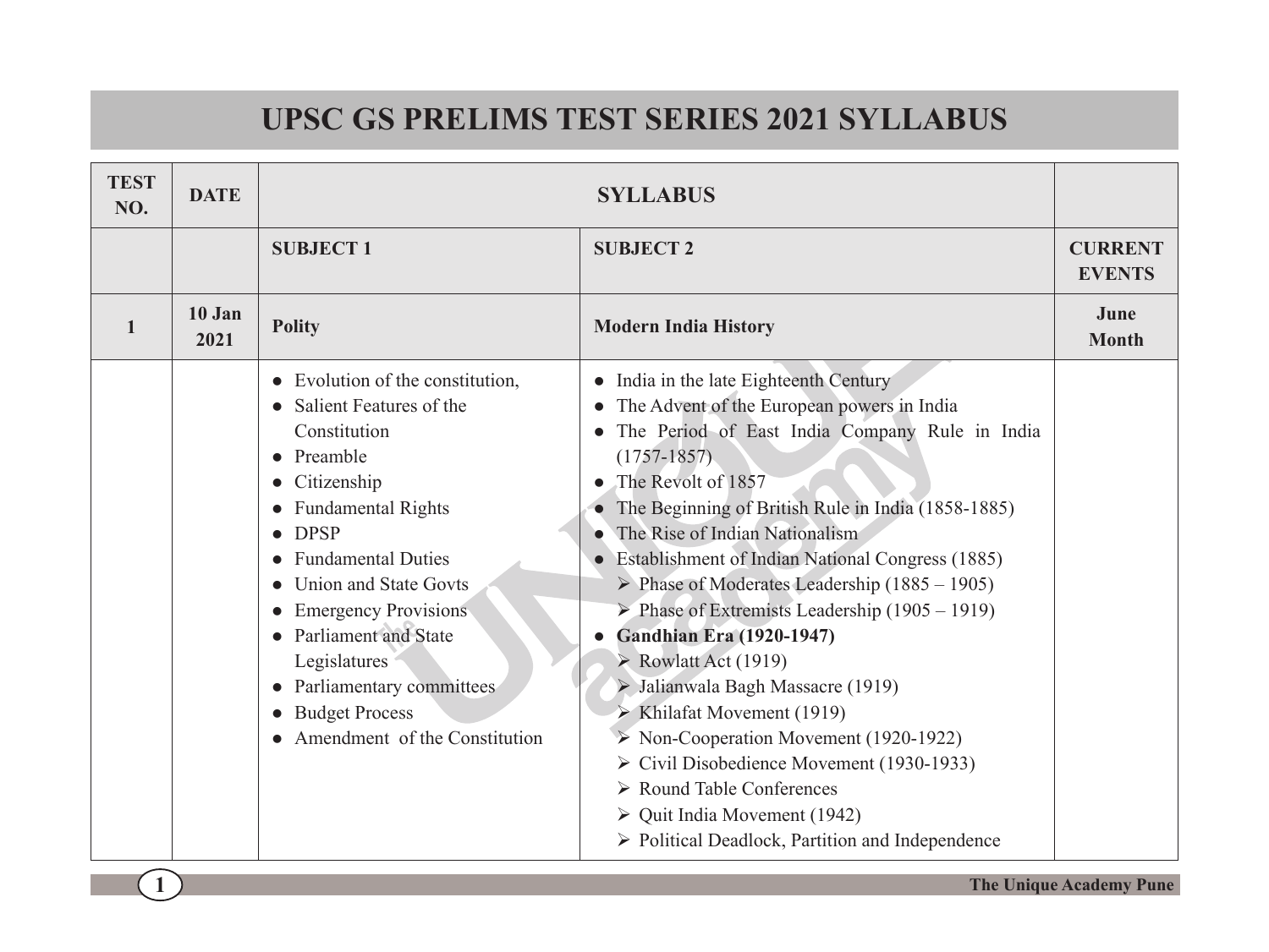# UPSC GS PRELIMS TEST SERIES 2021 SYLLABUS

| TEST NO. | DATE | SYLLABUS | | |
|---|---|---|---|---|
| | | **SUBJECT 1** | **SUBJECT 2** | **CURRENT EVENTS** |
| **1** | **10 Jan 2021** | **Polity** | **Modern India History** | **June Month** |
| | | ● Evolution of the constitution,<br>● Salient Features of the Constitution<br>● Preamble<br>● Citizenship<br>● Fundamental Rights<br>● DPSP<br>● Fundamental Duties<br>● Union and State Govts<br>● Emergency Provisions<br>● Parliament and State Legislatures<br>● Parliamentary committees<br>● Budget Process<br>● Amendment of the Constitution | ● India in the late Eighteenth Century<br>● The Advent of the European powers in India<br>● The Period of East India Company Rule in India (1757-1857)<br>● The Revolt of 1857<br>● The Beginning of British Rule in India (1858-1885)<br>● The Rise of Indian Nationalism<br>● Establishment of Indian National Congress (1885)<br>➢ Phase of Moderates Leadership (1885 – 1905)<br>➢ Phase of Extremists Leadership (1905 – 1919)<br>● **Gandhian Era (1920-1947)**<br>➢ Rowlatt Act (1919)<br>➢ Jalianwala Bagh Massacre (1919)<br>➢ Khilafat Movement (1919)<br>➢ Non-Cooperation Movement (1920-1922)<br>➢ Civil Disobedience Movement (1930-1933)<br>➢ Round Table Conferences<br>➢ Quit India Movement (1942)<br>➢ Political Deadlock, Partition and Independence | |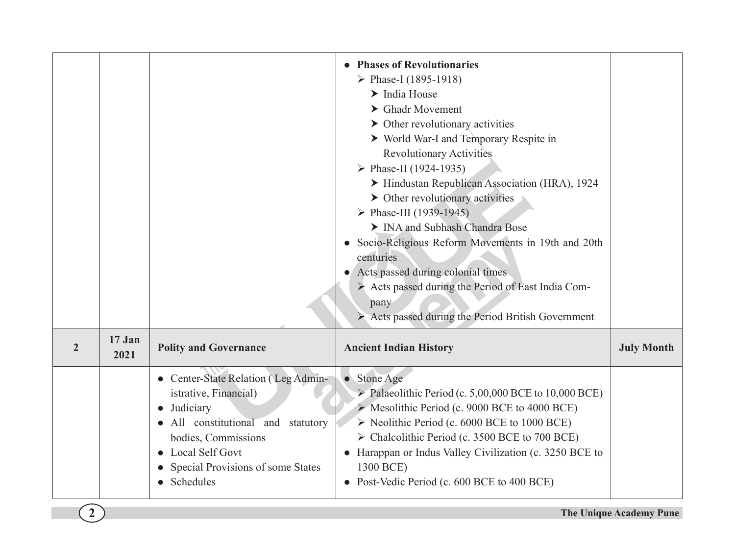| | | | | |
|---|---|---|---|---|
| | | | ● **Phases of Revolutionaries**<br>➢ Phase-I (1895-1918)<br>➤ India House<br>➤ Ghadr Movement<br>➤ Other revolutionary activities<br>➤ World War-I and Temporary Respite in Revolutionary Activities<br>➢ Phase-II (1924-1935)<br>➤ Hindustan Republican Association (HRA), 1924<br>➤ Other revolutionary activities<br>➢ Phase-III (1939-1945)<br>➤ INA and Subhash Chandra Bose<br>● Socio-Religious Reform Movements in 19th and 20th centuries<br>● Acts passed during colonial times<br>➢ Acts passed during the Period of East India Company<br>➢ Acts passed during the Period British Government | |
| **2** | **17 Jan 2021** | **Polity and Governance** | **Ancient Indian History** | **July Month** |
| | | ● Center-State Relation ( Leg Administrative, Financial)<br>● Judiciary<br>● All constitutional and statutory bodies, Commissions<br>● Local Self Govt<br>● Special Provisions of some States<br>● Schedules | ● Stone Age<br>➢ Palaeolithic Period (c. 5,00,000 BCE to 10,000 BCE)<br>➢ Mesolithic Period (c. 9000 BCE to 4000 BCE)<br>➢ Neolithic Period (c. 6000 BCE to 1000 BCE)<br>➢ Chalcolithic Period (c. 3500 BCE to 700 BCE)<br>● Harappan or Indus Valley Civilization (c. 3250 BCE to 1300 BCE)<br>● Post-Vedic Period (c. 600 BCE to 400 BCE) | |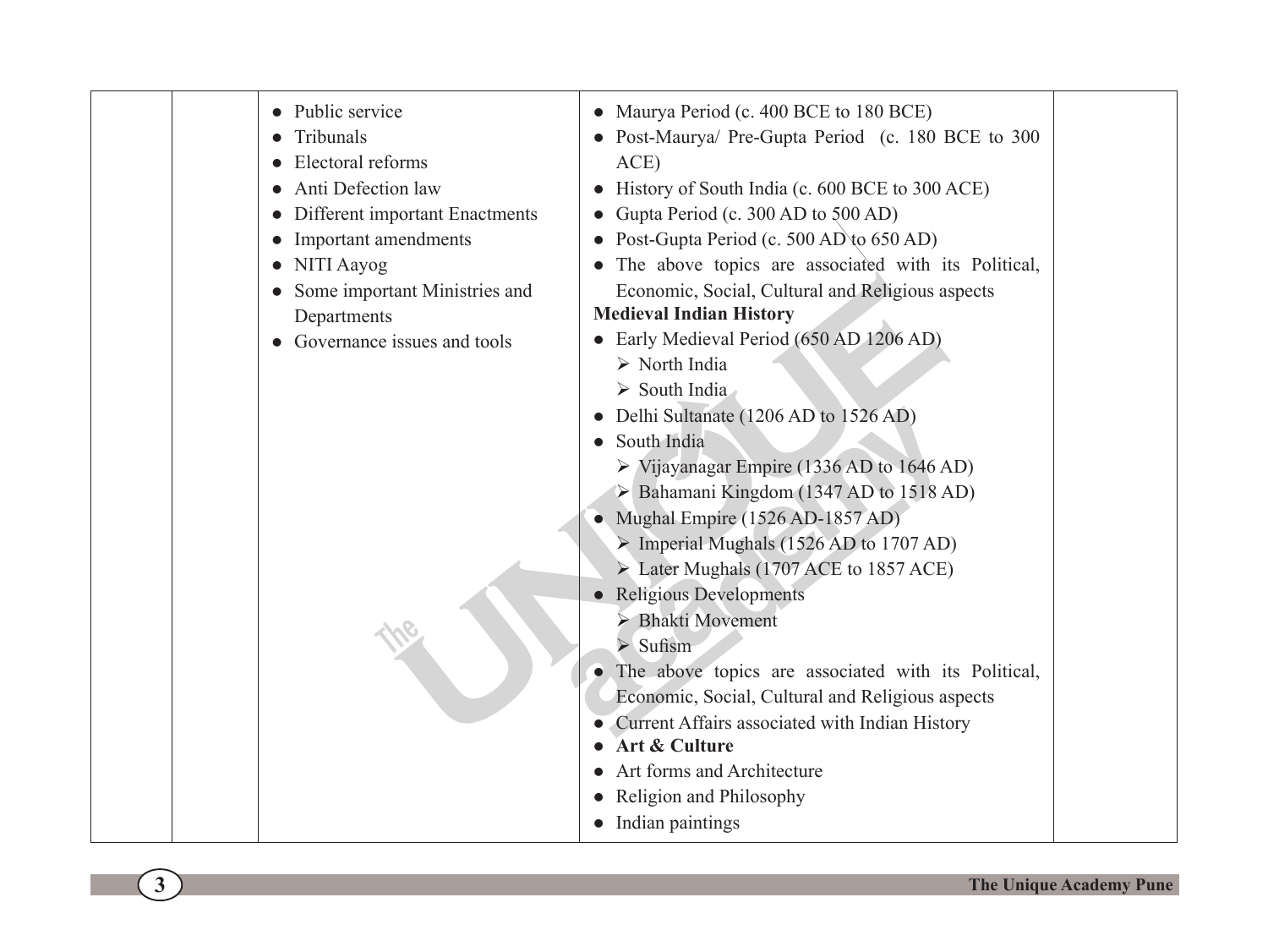| | | • Public service<br>• Tribunals<br>• Electoral reforms<br>• Anti Defection law<br>• Different important Enactments<br>• Important amendments<br>• NITI Aayog<br>• Some important Ministries and Departments<br>• Governance issues and tools | • Maurya Period (c. 400 BCE to 180 BCE)<br>• Post-Maurya/ Pre-Gupta Period (c. 180 BCE to 300 ACE)<br>• History of South India (c. 600 BCE to 300 ACE)<br>• Gupta Period (c. 300 AD to 500 AD)<br>• Post-Gupta Period (c. 500 AD to 650 AD)<br>• The above topics are associated with its Political, Economic, Social, Cultural and Religious aspects<br>**Medieval Indian History**<br>• Early Medieval Period (650 AD 1206 AD)<br>➢ North India<br>➢ South India<br>• Delhi Sultanate (1206 AD to 1526 AD)<br>• South India<br>➢ Vijayanagar Empire (1336 AD to 1646 AD)<br>➢ Bahamani Kingdom (1347 AD to 1518 AD)<br>• Mughal Empire (1526 AD-1857 AD)<br>➢ Imperial Mughals (1526 AD to 1707 AD)<br>➢ Later Mughals (1707 ACE to 1857 ACE)<br>• Religious Developments<br>➢ Bhakti Movement<br>➢ Sufism<br>• The above topics are associated with its Political, Economic, Social, Cultural and Religious aspects<br>• Current Affairs associated with Indian History<br>• **Art & Culture**<br>• Art forms and Architecture<br>• Religion and Philosophy<br>• Indian paintings | |
|---|---|---|---|---|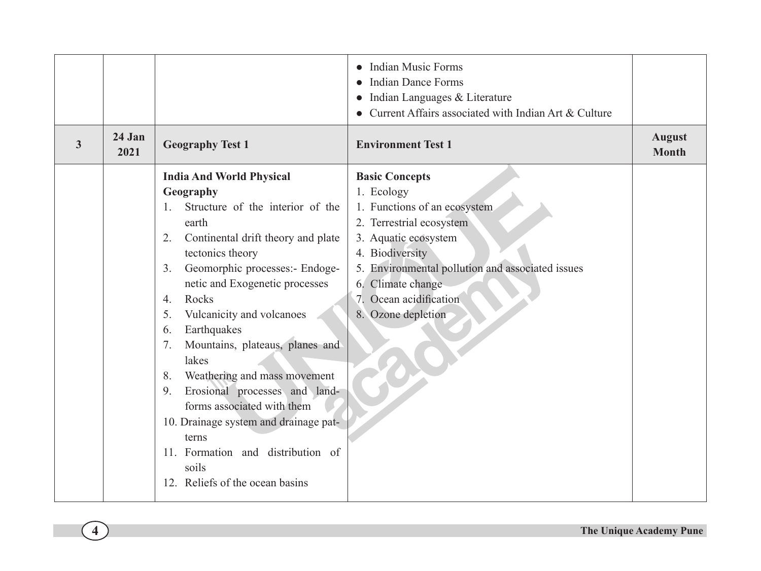| | | | | |
|---|---|---|---|---|
| | | | ● Indian Music Forms<br>● Indian Dance Forms<br>● Indian Languages & Literature<br>● Current Affairs associated with Indian Art & Culture | |
| **3** | **24 Jan 2021** | **Geography Test 1** | **Environment Test 1** | **August Month** |
| | | **India And World Physical Geography**<br>1. Structure of the interior of the earth<br>2. Continental drift theory and plate tectonics theory<br>3. Geomorphic processes:- Endogenetic and Exogenetic processes<br>4. Rocks<br>5. Vulcanicity and volcanoes<br>6. Earthquakes<br>7. Mountains, plateaus, planes and lakes<br>8. Weathering and mass movement<br>9. Erosional processes and landforms associated with them<br>10. Drainage system and drainage patterns<br>11. Formation and distribution of soils<br>12. Reliefs of the ocean basins | **Basic Concepts**<br>1. Ecology<br>1. Functions of an ecosystem<br>2. Terrestrial ecosystem<br>3. Aquatic ecosystem<br>4. Biodiversity<br>5. Environmental pollution and associated issues<br>6. Climate change<br>7. Ocean acidification<br>8. Ozone depletion | |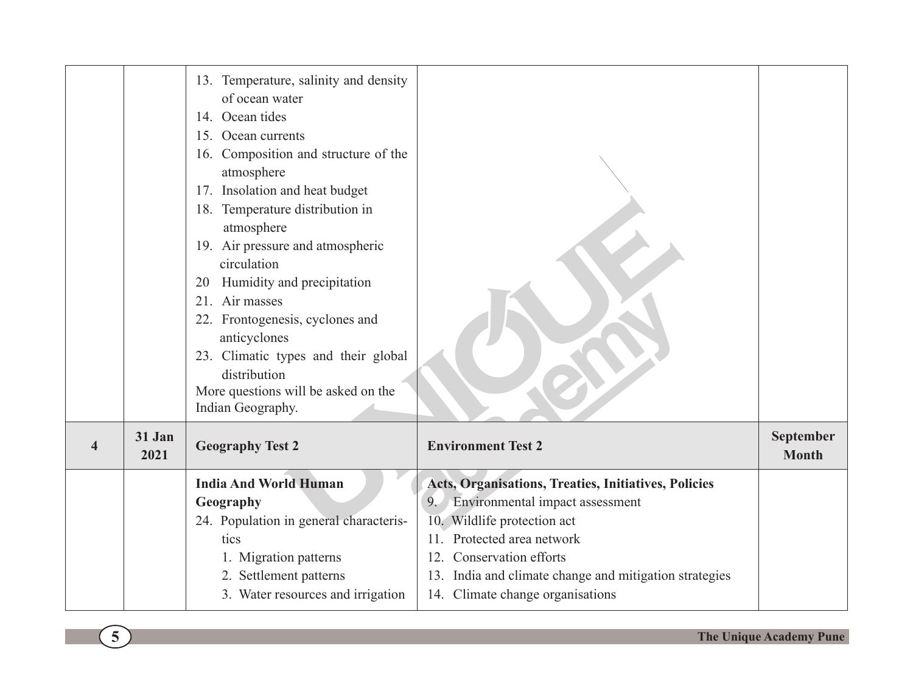| | | | | |
|---|---|---|---|---|
| | | 13. Temperature, salinity and density of ocean water<br>14. Ocean tides<br>15. Ocean currents<br>16. Composition and structure of the atmosphere<br>17. Insolation and heat budget<br>18. Temperature distribution in atmosphere<br>19. Air pressure and atmospheric circulation<br>20 Humidity and precipitation<br>21. Air masses<br>22. Frontogenesis, cyclones and anticyclones<br>23. Climatic types and their global distribution<br>More questions will be asked on the Indian Geography. | | |
| **4** | **31 Jan 2021** | **Geography Test 2** | **Environment Test 2** | **September Month** |
| | | **India And World Human Geography**<br>24. Population in general characteristics<br>1. Migration patterns<br>2. Settlement patterns<br>3. Water resources and irrigation | **Acts, Organisations, Treaties, Initiatives, Policies**<br>9. Environmental impact assessment<br>10. Wildlife protection act<br>11. Protected area network<br>12. Conservation efforts<br>13. India and climate change and mitigation strategies<br>14. Climate change organisations | |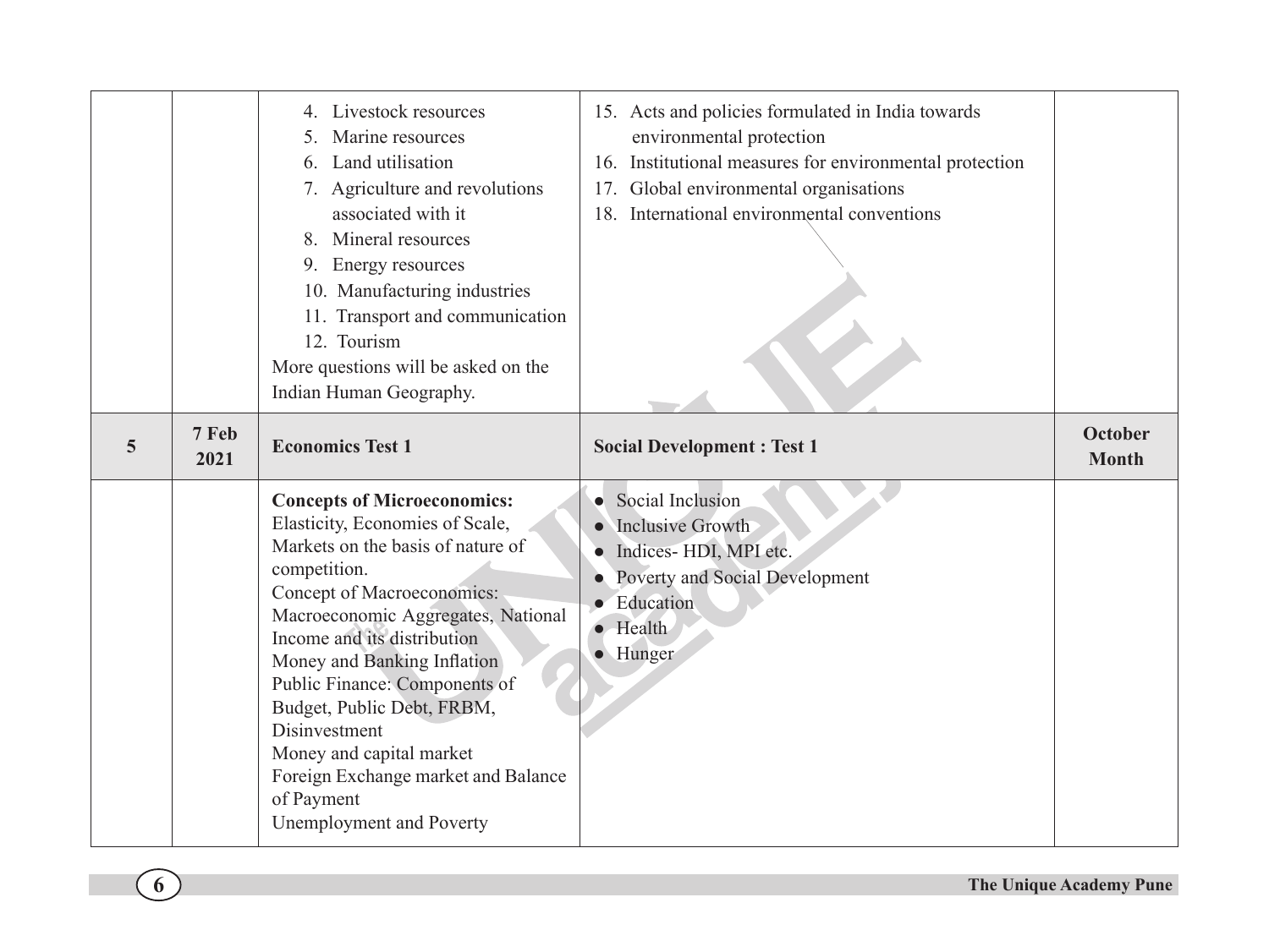| | | | | |
|---|---|---|---|---|
| | | 4. Livestock resources<br>5. Marine resources<br>6. Land utilisation<br>7. Agriculture and revolutions associated with it<br>8. Mineral resources<br>9. Energy resources<br>10. Manufacturing industries<br>11. Transport and communication<br>12. Tourism<br>More questions will be asked on the Indian Human Geography. | 15. Acts and policies formulated in India towards environmental protection<br>16. Institutional measures for environmental protection<br>17. Global environmental organisations<br>18. International environmental conventions | |
| **5** | **7 Feb 2021** | **Economics Test 1** | **Social Development : Test 1** | **October Month** |
| | | **Concepts of Microeconomics:**<br>Elasticity, Economies of Scale, Markets on the basis of nature of competition.<br>Concept of Macroeconomics: Macroeconomic Aggregates, National Income and its distribution<br>Money and Banking Inflation<br>Public Finance: Components of Budget, Public Debt, FRBM, Disinvestment<br>Money and capital market<br>Foreign Exchange market and Balance of Payment<br>Unemployment and Poverty | • Social Inclusion<br>• Inclusive Growth<br>• Indices- HDI, MPI etc.<br>• Poverty and Social Development<br>• Education<br>• Health<br>• Hunger | |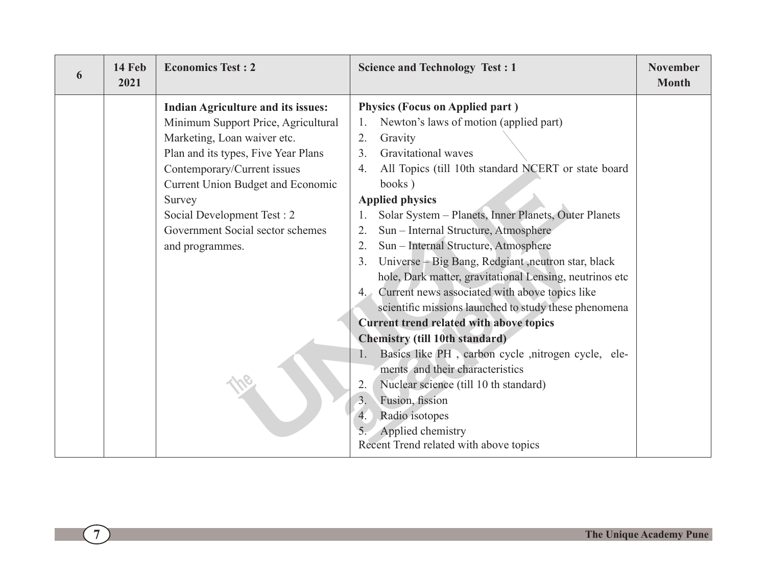| 6 | 14 Feb 2021 | **Economics Test : 2** | **Science and Technology Test : 1** | **November Month** |
|---|---|---|---|---|
| | | **Indian Agriculture and its issues:**<br>Minimum Support Price, Agricultural Marketing, Loan waiver etc.<br>Plan and its types, Five Year Plans<br>Contemporary/Current issues<br>Current Union Budget and Economic Survey<br>Social Development Test : 2<br>Government Social sector schemes and programmes. | **Physics (Focus on Applied part )**<br>1. Newton's laws of motion (applied part)<br>2. Gravity<br>3. Gravitational waves<br>4. All Topics (till 10th standard NCERT or state board books )<br>**Applied physics**<br>1. Solar System – Planets, Inner Planets, Outer Planets<br>2. Sun – Internal Structure, Atmosphere<br>2. Sun – Internal Structure, Atmosphere<br>3. Universe – Big Bang, Redgiant ,neutron star, black hole, Dark matter, gravitational Lensing, neutrinos etc<br>4. Current news associated with above topics like scientific missions launched to study these phenomena<br>**Current trend related with above topics**<br>**Chemistry (till 10th standard)**<br>1. Basics like PH , carbon cycle ,nitrogen cycle, elements and their characteristics<br>2. Nuclear science (till 10 th standard)<br>3. Fusion, fission<br>4. Radio isotopes<br>5. Applied chemistry<br>Recent Trend related with above topics | |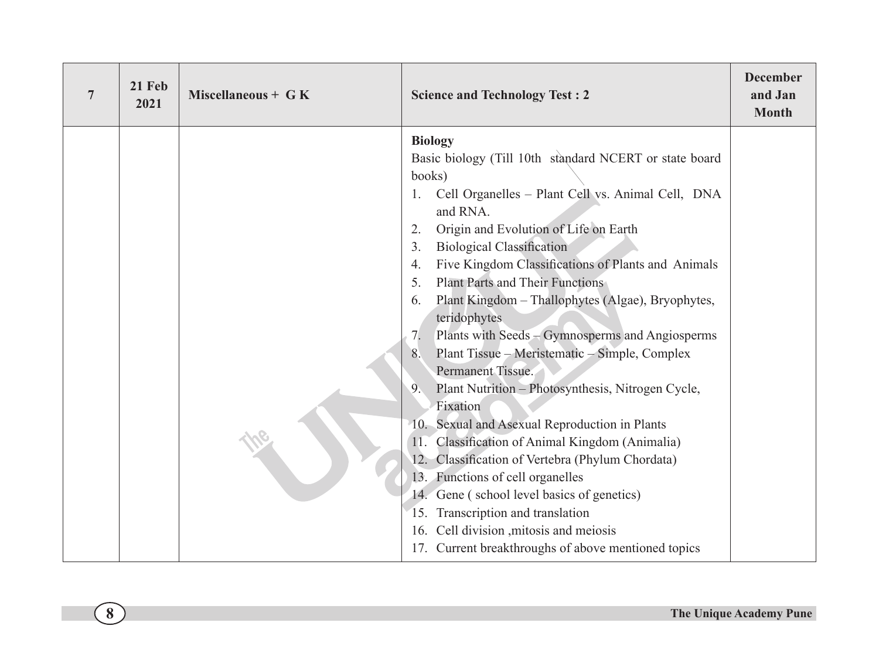| 7 | 21 Feb 2021 | Miscellaneous + G K | Science and Technology Test : 2 | December and Jan Month |
|---|---|---|---|---|
| | | | **Biology**<br>Basic biology (Till 10th standard NCERT or state board books)<br>1. Cell Organelles – Plant Cell vs. Animal Cell, DNA and RNA.<br>2. Origin and Evolution of Life on Earth<br>3. Biological Classification<br>4. Five Kingdom Classifications of Plants and Animals<br>5. Plant Parts and Their Functions<br>6. Plant Kingdom – Thallophytes (Algae), Bryophytes, teridophytes<br>7. Plants with Seeds – Gymnosperms and Angiosperms<br>8. Plant Tissue – Meristematic – Simple, Complex Permanent Tissue.<br>9. Plant Nutrition – Photosynthesis, Nitrogen Cycle, Fixation<br>10. Sexual and Asexual Reproduction in Plants<br>11. Classification of Animal Kingdom (Animalia)<br>12. Classification of Vertebra (Phylum Chordata)<br>13. Functions of cell organelles<br>14. Gene ( school level basics of genetics)<br>15. Transcription and translation<br>16. Cell division ,mitosis and meiosis<br>17. Current breakthroughs of above mentioned topics | |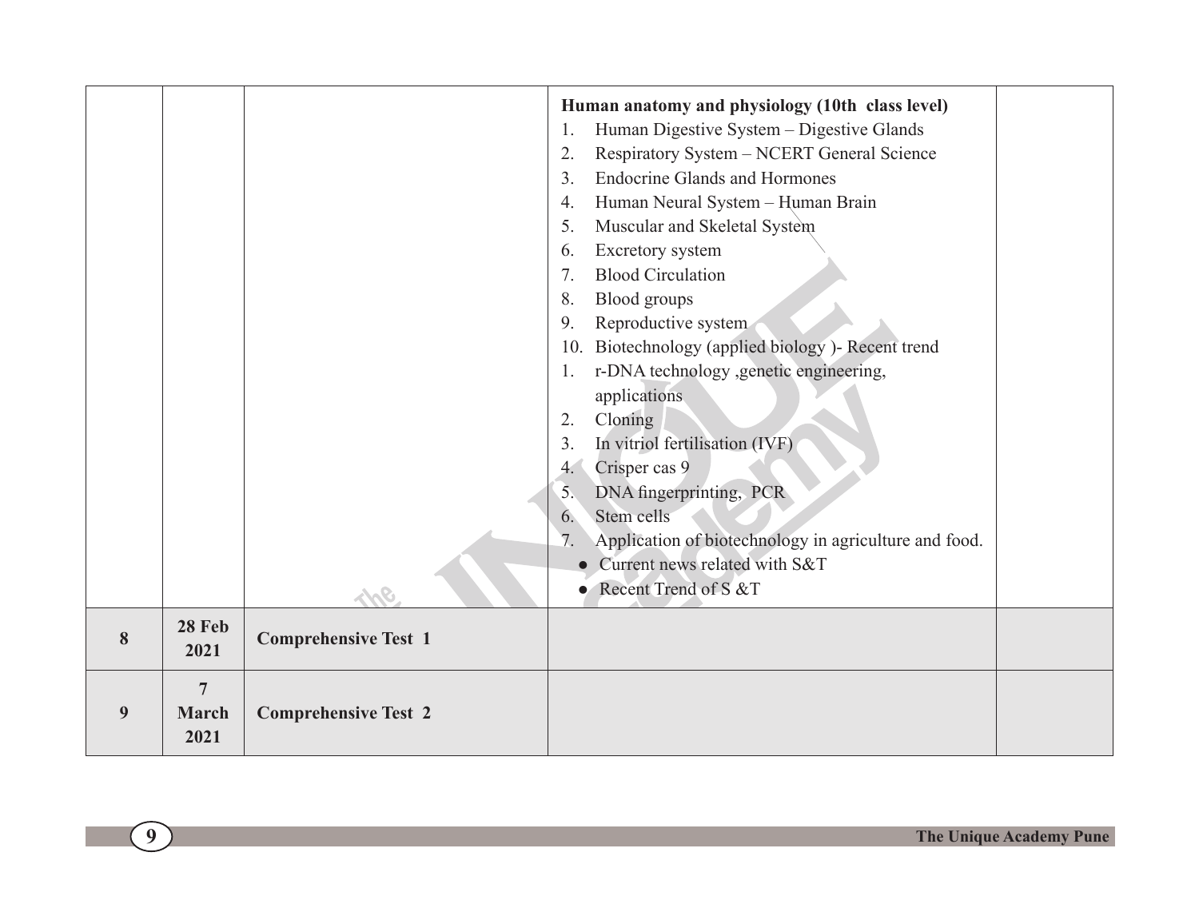| | | | **Human anatomy and physiology (10th class level)**<br>1. Human Digestive System – Digestive Glands<br>2. Respiratory System – NCERT General Science<br>3. Endocrine Glands and Hormones<br>4. Human Neural System – Human Brain<br>5. Muscular and Skeletal System<br>6. Excretory system<br>7. Blood Circulation<br>8. Blood groups<br>9. Reproductive system<br>10. Biotechnology (applied biology )- Recent trend<br>1. r-DNA technology ,genetic engineering, applications<br>2. Cloning<br>3. In vitriol fertilisation (IVF)<br>4. Crisper cas 9<br>5. DNA fingerprinting, PCR<br>6. Stem cells<br>7. Application of biotechnology in agriculture and food.<br>● Current news related with S&T<br>● Recent Trend of S &T | |
|---|---|---|---|---|
| **8** | **28 Feb 2021** | **Comprehensive Test 1** | | |
| **9** | **7 March 2021** | **Comprehensive Test 2** | | |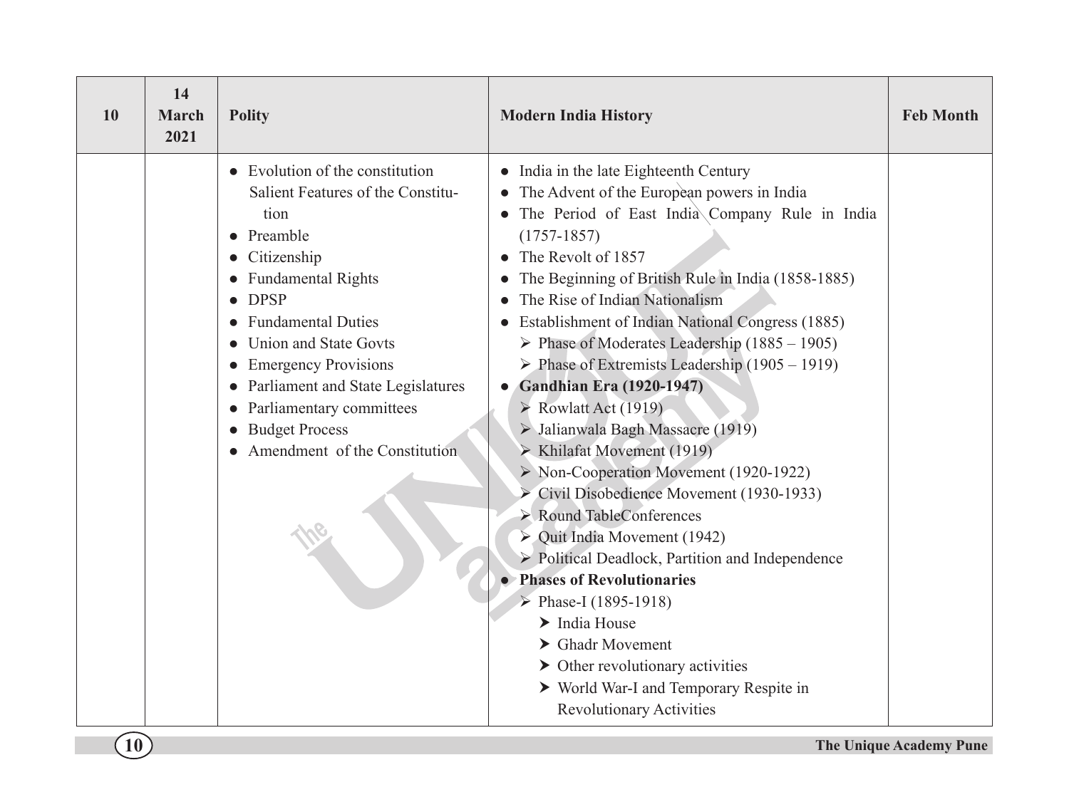| 10 | 14 March 2021 | Polity | Modern India History | Feb Month |
|---|---|---|---|---|
| | | • Evolution of the constitution Salient Features of the Constitution<br>• Preamble<br>• Citizenship<br>• Fundamental Rights<br>• DPSP<br>• Fundamental Duties<br>• Union and State Govts<br>• Emergency Provisions<br>• Parliament and State Legislatures<br>• Parliamentary committees<br>• Budget Process<br>• Amendment of the Constitution | • India in the late Eighteenth Century<br>• The Advent of the European powers in India<br>• The Period of East India Company Rule in India (1757-1857)<br>• The Revolt of 1857<br>• The Beginning of British Rule in India (1858-1885)<br>• The Rise of Indian Nationalism<br>• Establishment of Indian National Congress (1885)<br>➢ Phase of Moderates Leadership (1885 – 1905)<br>➢ Phase of Extremists Leadership (1905 – 1919)<br>• **Gandhian Era (1920-1947)**<br>➢ Rowlatt Act (1919)<br>➢ Jalianwala Bagh Massacre (1919)<br>➢ Khilafat Movement (1919)<br>➢ Non-Cooperation Movement (1920-1922)<br>➢ Civil Disobedience Movement (1930-1933)<br>➢ Round TableConferences<br>➢ Quit India Movement (1942)<br>➢ Political Deadlock, Partition and Independence<br>• **Phases of Revolutionaries**<br>➢ Phase-I (1895-1918)<br>➤ India House<br>➤ Ghadr Movement<br>➤ Other revolutionary activities<br>➤ World War-I and Temporary Respite in Revolutionary Activities | |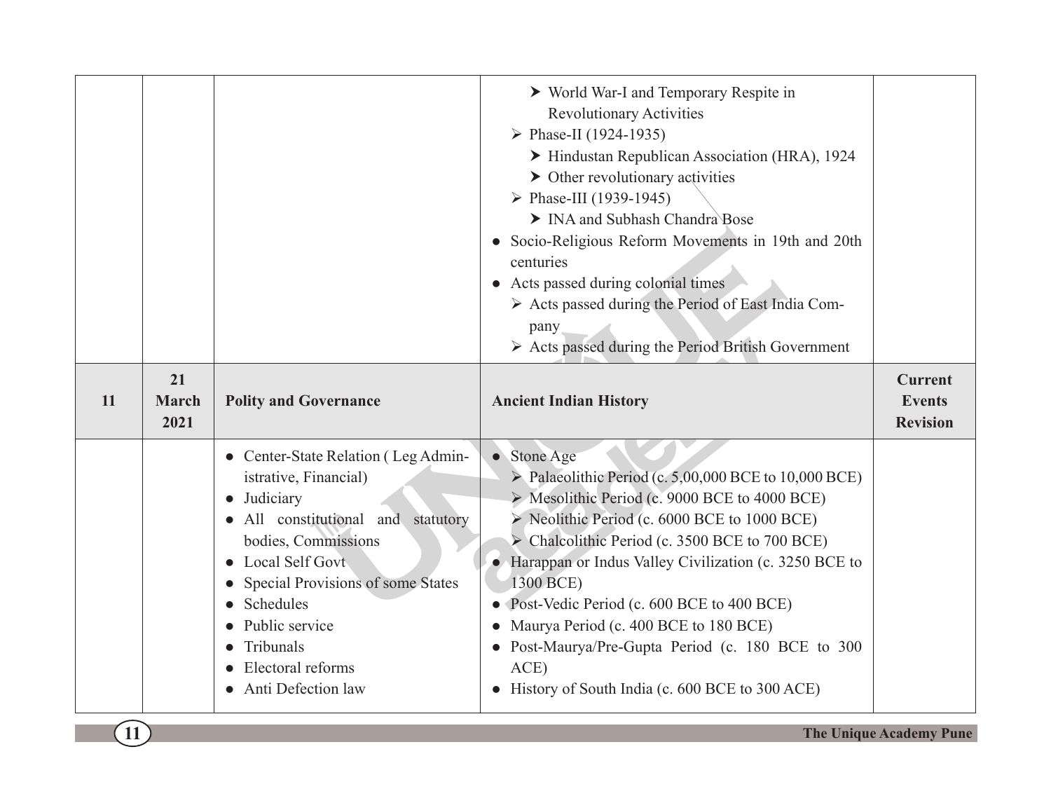| | | | | |
|---|---|---|---|---|
| | | | ➤ World War-I and Temporary Respite in Revolutionary Activities<br>➢ Phase-II (1924-1935)<br>➤ Hindustan Republican Association (HRA), 1924<br>➤ Other revolutionary activities<br>➢ Phase-III (1939-1945)<br>➤ INA and Subhash Chandra Bose<br>● Socio-Religious Reform Movements in 19th and 20th centuries<br>● Acts passed during colonial times<br>➢ Acts passed during the Period of East India Company<br>➢ Acts passed during the Period British Government | |
| **11** | **21 March 2021** | **Polity and Governance** | **Ancient Indian History** | **Current Events Revision** |
| | | ● Center-State Relation ( Leg Administrative, Financial)<br>● Judiciary<br>● All constitutional and statutory bodies, Commissions<br>● Local Self Govt<br>● Special Provisions of some States<br>● Schedules<br>● Public service<br>● Tribunals<br>● Electoral reforms<br>● Anti Defection law | ● Stone Age<br>➢ Palaeolithic Period (c. 5,00,000 BCE to 10,000 BCE)<br>➢ Mesolithic Period (c. 9000 BCE to 4000 BCE)<br>➢ Neolithic Period (c. 6000 BCE to 1000 BCE)<br>➢ Chalcolithic Period (c. 3500 BCE to 700 BCE)<br>● Harappan or Indus Valley Civilization (c. 3250 BCE to 1300 BCE)<br>● Post-Vedic Period (c. 600 BCE to 400 BCE)<br>● Maurya Period (c. 400 BCE to 180 BCE)<br>● Post-Maurya/Pre-Gupta Period (c. 180 BCE to 300 ACE)<br>● History of South India (c. 600 BCE to 300 ACE) | |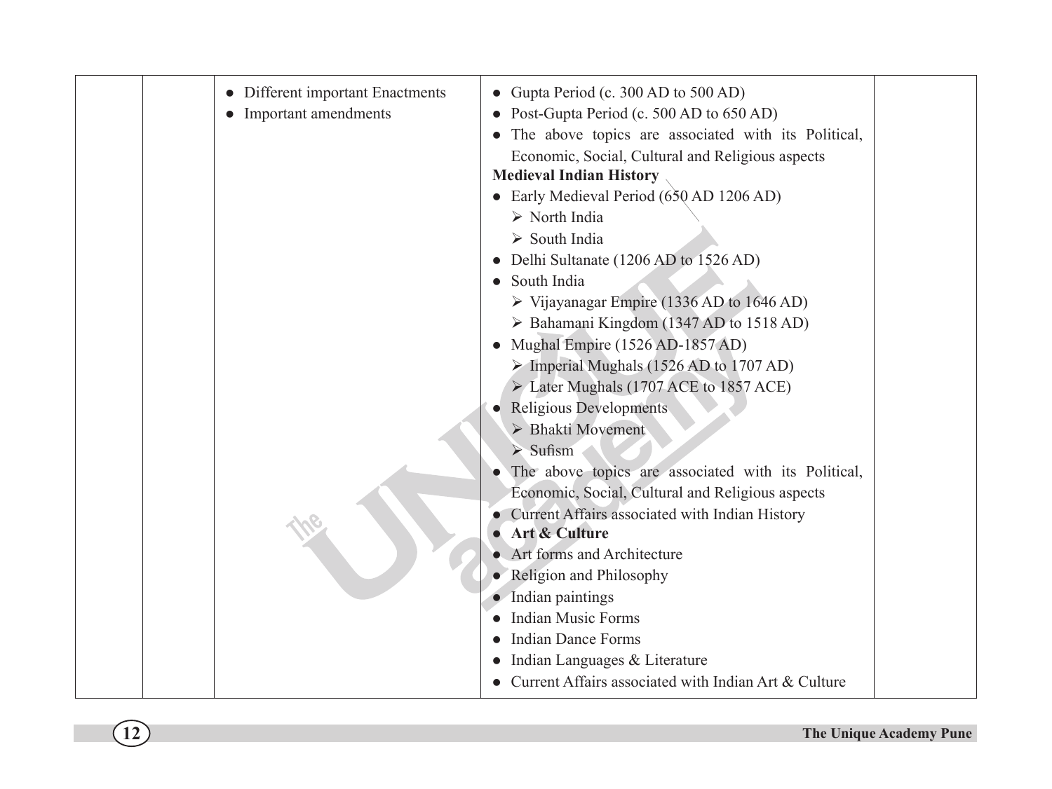| | | • Different important Enactments<br>• Important amendments | • Gupta Period (c. 300 AD to 500 AD)<br>• Post-Gupta Period (c. 500 AD to 650 AD)<br>• The above topics are associated with its Political, Economic, Social, Cultural and Religious aspects<br>**Medieval Indian History**<br>• Early Medieval Period (650 AD 1206 AD)<br>➢ North India<br>➢ South India<br>• Delhi Sultanate (1206 AD to 1526 AD)<br>• South India<br>➢ Vijayanagar Empire (1336 AD to 1646 AD)<br>➢ Bahamani Kingdom (1347 AD to 1518 AD)<br>• Mughal Empire (1526 AD-1857 AD)<br>➢ Imperial Mughals (1526 AD to 1707 AD)<br>➢ Later Mughals (1707 ACE to 1857 ACE)<br>• Religious Developments<br>➢ Bhakti Movement<br>➢ Sufism<br>• The above topics are associated with its Political, Economic, Social, Cultural and Religious aspects<br>• Current Affairs associated with Indian History<br>• **Art & Culture**<br>• Art forms and Architecture<br>• Religion and Philosophy<br>• Indian paintings<br>• Indian Music Forms<br>• Indian Dance Forms<br>• Indian Languages & Literature<br>• Current Affairs associated with Indian Art & Culture | |
|---|---|---|---|---|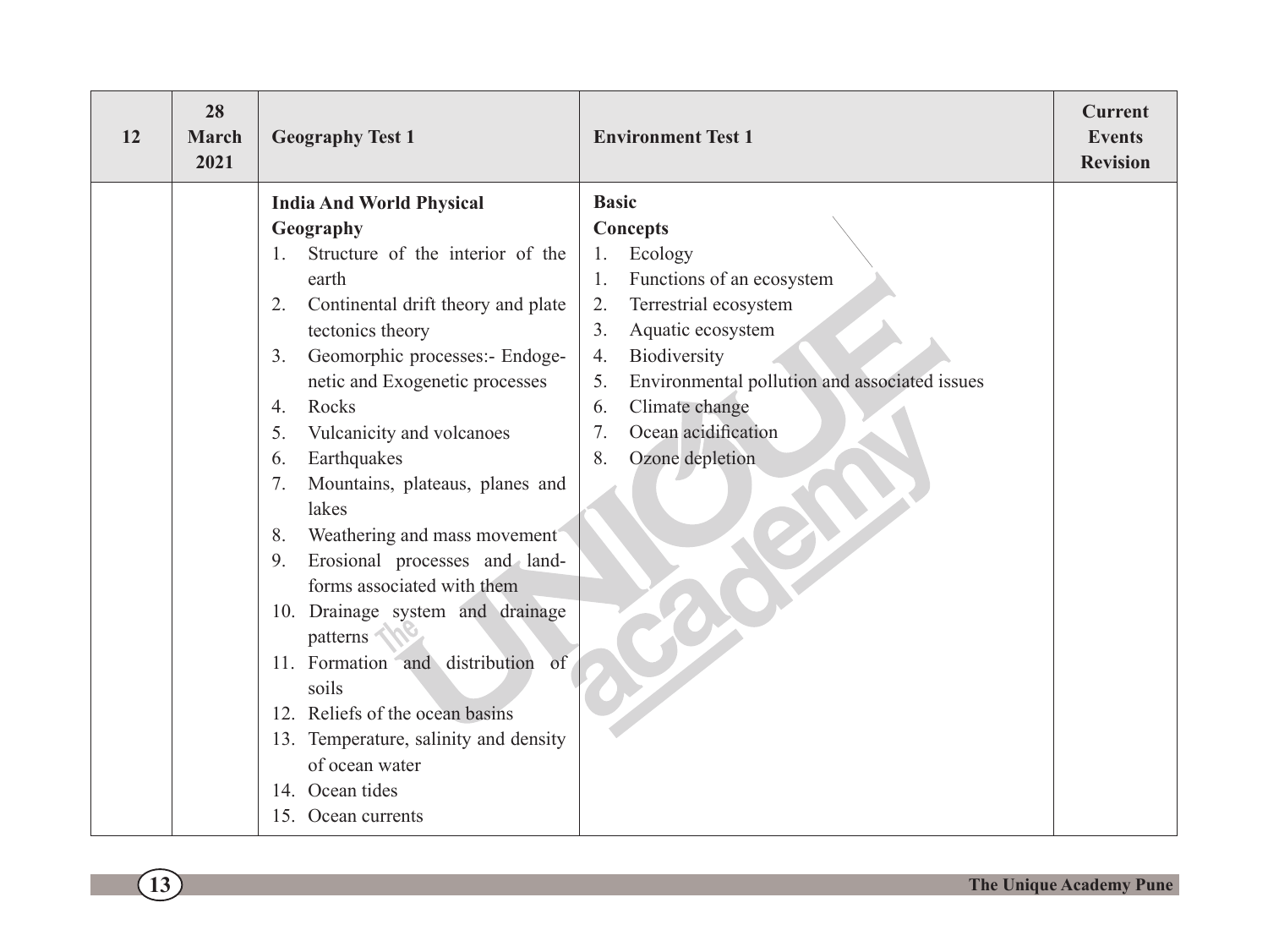| 12 | 28 March 2021 | Geography Test 1 | Environment Test 1 | Current Events Revision |
|---|---|---|---|---|
| | | **India And World Physical Geography**<br>1. Structure of the interior of the earth<br>2. Continental drift theory and plate tectonics theory<br>3. Geomorphic processes:- Endogenetic and Exogenetic processes<br>4. Rocks<br>5. Vulcanicity and volcanoes<br>6. Earthquakes<br>7. Mountains, plateaus, planes and lakes<br>8. Weathering and mass movement<br>9. Erosional processes and landforms associated with them<br>10. Drainage system and drainage patterns<br>11. Formation and distribution of soils<br>12. Reliefs of the ocean basins<br>13. Temperature, salinity and density of ocean water<br>14. Ocean tides<br>15. Ocean currents | **Basic Concepts**<br>1. Ecology<br>1. Functions of an ecosystem<br>2. Terrestrial ecosystem<br>3. Aquatic ecosystem<br>4. Biodiversity<br>5. Environmental pollution and associated issues<br>6. Climate change<br>7. Ocean acidification<br>8. Ozone depletion | |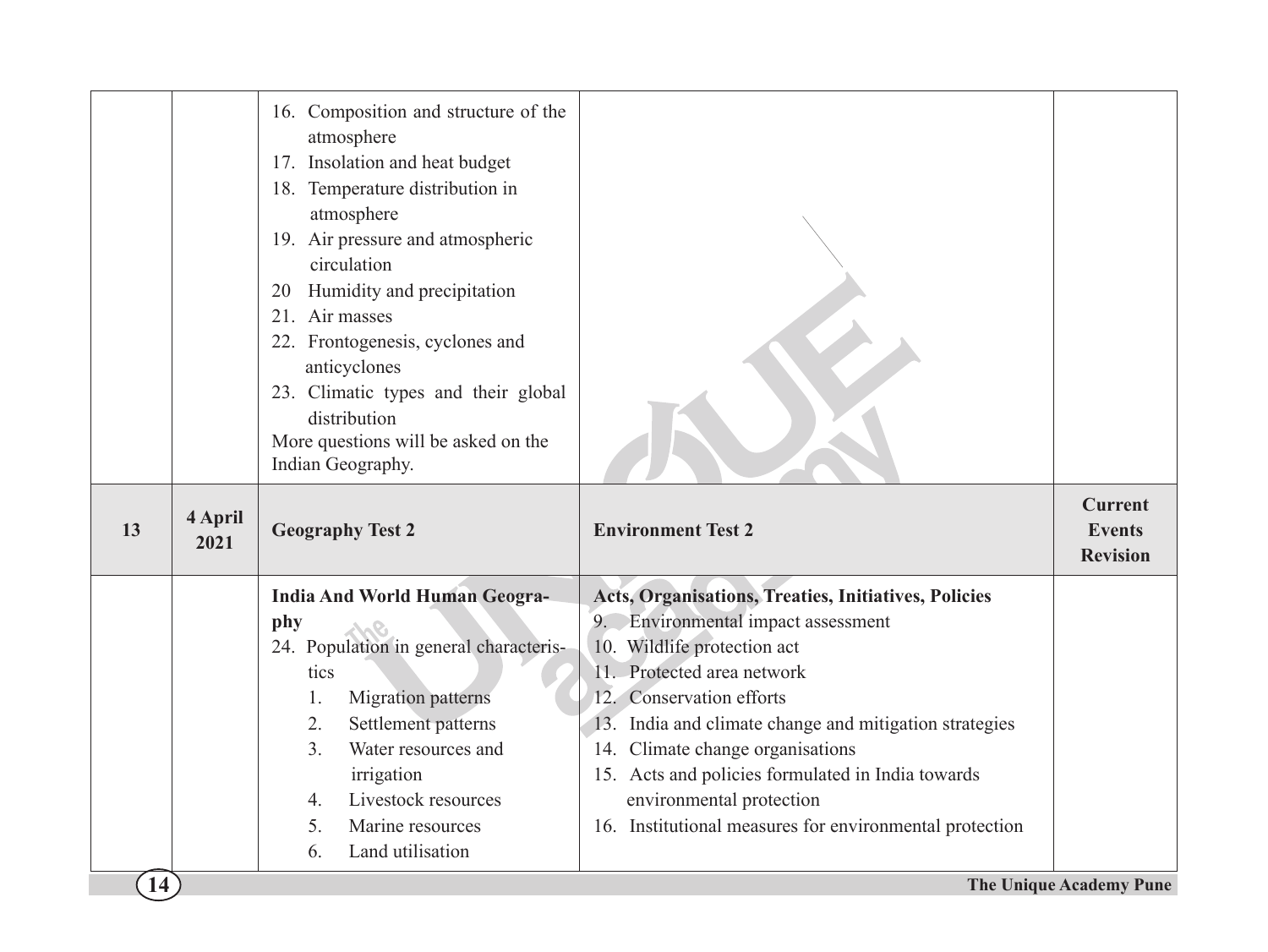| | | | | |
|---|---|---|---|---|
| | | 16. Composition and structure of the atmosphere<br>17. Insolation and heat budget<br>18. Temperature distribution in atmosphere<br>19. Air pressure and atmospheric circulation<br>20 Humidity and precipitation<br>21. Air masses<br>22. Frontogenesis, cyclones and anticyclones<br>23. Climatic types and their global distribution<br>More questions will be asked on the Indian Geography. | | |
| **13** | **4 April 2021** | **Geography Test 2** | **Environment Test 2** | **Current Events Revision** |
| | | **India And World Human Geography**<br>24. Population in general characteristics<br>1. Migration patterns<br>2. Settlement patterns<br>3. Water resources and irrigation<br>4. Livestock resources<br>5. Marine resources<br>6. Land utilisation | **Acts, Organisations, Treaties, Initiatives, Policies**<br>9. Environmental impact assessment<br>10. Wildlife protection act<br>11. Protected area network<br>12. Conservation efforts<br>13. India and climate change and mitigation strategies<br>14. Climate change organisations<br>15. Acts and policies formulated in India towards environmental protection<br>16. Institutional measures for environmental protection | |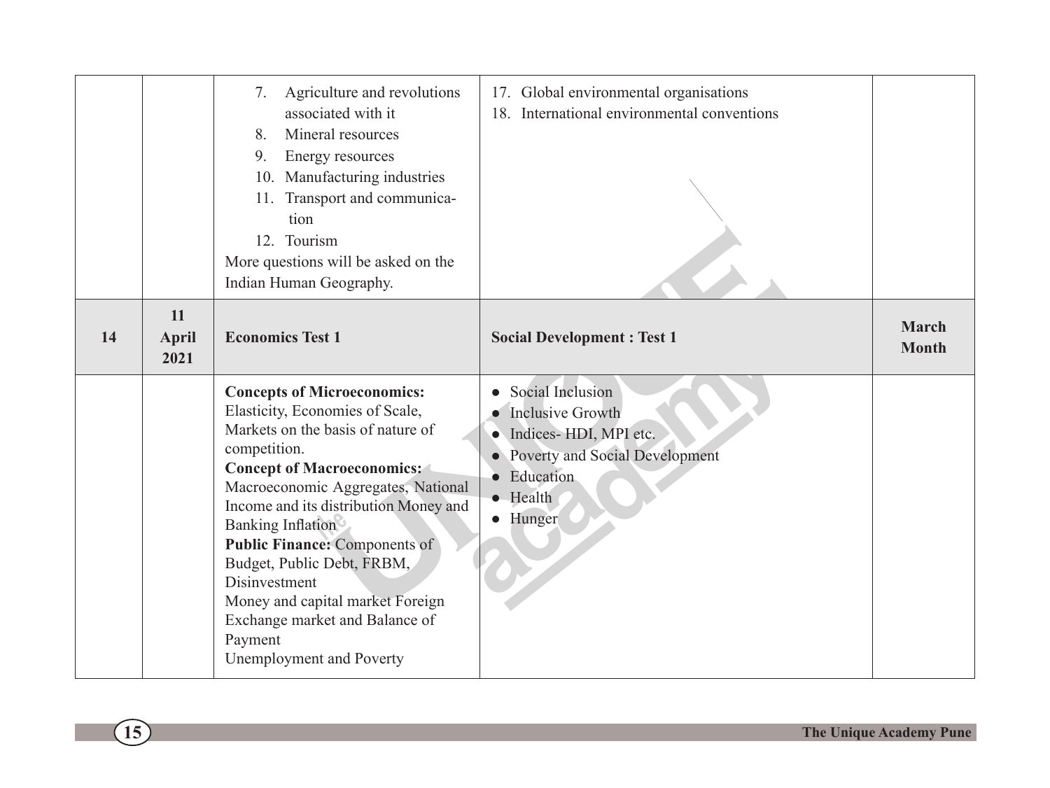| | | | | |
|---|---|---|---|---|
| | | 7. Agriculture and revolutions associated with it<br>8. Mineral resources<br>9. Energy resources<br>10. Manufacturing industries<br>11. Transport and communication<br>12. Tourism<br>More questions will be asked on the Indian Human Geography. | 17. Global environmental organisations<br>18. International environmental conventions | |
| **14** | **11 April 2021** | **Economics Test 1** | **Social Development : Test 1** | **March Month** |
| | | **Concepts of Microeconomics:** Elasticity, Economies of Scale, Markets on the basis of nature of competition.<br>**Concept of Macroeconomics:** Macroeconomic Aggregates, National Income and its distribution Money and Banking Inflation<br>**Public Finance:** Components of Budget, Public Debt, FRBM, Disinvestment<br>Money and capital market Foreign Exchange market and Balance of Payment<br>Unemployment and Poverty | • Social Inclusion<br>• Inclusive Growth<br>• Indices- HDI, MPI etc.<br>• Poverty and Social Development<br>• Education<br>• Health<br>• Hunger | |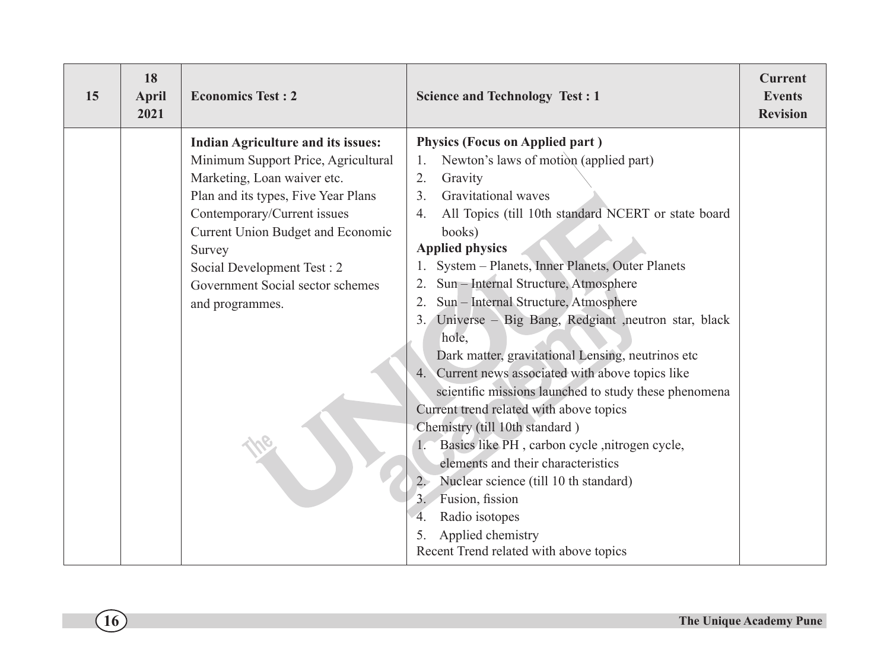| 15 | 18 April 2021 | Economics Test : 2 | Science and Technology Test : 1 | Current Events Revision |
|---|---|---|---|---|
| | | **Indian Agriculture and its issues:**<br>Minimum Support Price, Agricultural Marketing, Loan waiver etc.<br>Plan and its types, Five Year Plans<br>Contemporary/Current issues<br>Current Union Budget and Economic Survey<br>Social Development Test : 2<br>Government Social sector schemes and programmes. | **Physics (Focus on Applied part )**<br>1. Newton's laws of motion (applied part)<br>2. Gravity<br>3. Gravitational waves<br>4. All Topics (till 10th standard NCERT or state board books)<br>**Applied physics**<br>1. System – Planets, Inner Planets, Outer Planets<br>2. Sun – Internal Structure, Atmosphere<br>2. Sun – Internal Structure, Atmosphere<br>3. Universe – Big Bang, Redgiant ,neutron star, black hole,<br>Dark matter, gravitational Lensing, neutrinos etc<br>4. Current news associated with above topics like scientific missions launched to study these phenomena<br>Current trend related with above topics<br>Chemistry (till 10th standard )<br>1. Basics like PH , carbon cycle ,nitrogen cycle, elements and their characteristics<br>2. Nuclear science (till 10 th standard)<br>3. Fusion, fission<br>4. Radio isotopes<br>5. Applied chemistry<br>Recent Trend related with above topics | |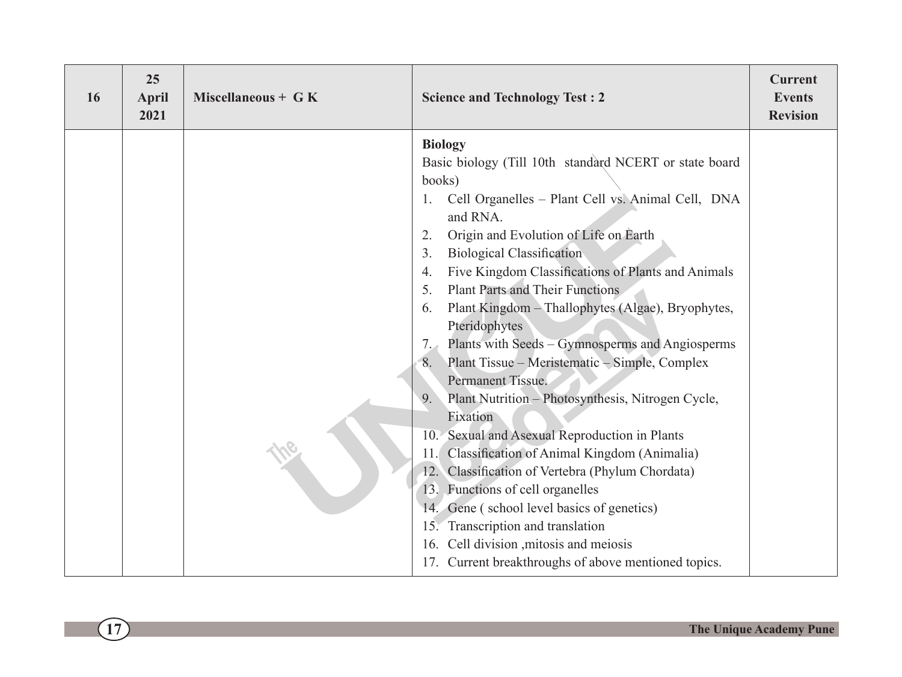| 16 | 25 April 2021 | Miscellaneous + G K | Science and Technology Test : 2 | Current Events Revision |
|---|---|---|---|---|
| | | | **Biology**<br>Basic biology (Till 10th standard NCERT or state board books)<br>1. Cell Organelles – Plant Cell vs. Animal Cell, DNA and RNA.<br>2. Origin and Evolution of Life on Earth<br>3. Biological Classification<br>4. Five Kingdom Classifications of Plants and Animals<br>5. Plant Parts and Their Functions<br>6. Plant Kingdom – Thallophytes (Algae), Bryophytes, Pteridophytes<br>7. Plants with Seeds – Gymnosperms and Angiosperms<br>8. Plant Tissue – Meristematic – Simple, Complex Permanent Tissue.<br>9. Plant Nutrition – Photosynthesis, Nitrogen Cycle, Fixation<br>10. Sexual and Asexual Reproduction in Plants<br>11. Classification of Animal Kingdom (Animalia)<br>12. Classification of Vertebra (Phylum Chordata)<br>13. Functions of cell organelles<br>14. Gene ( school level basics of genetics)<br>15. Transcription and translation<br>16. Cell division ,mitosis and meiosis<br>17. Current breakthroughs of above mentioned topics. | |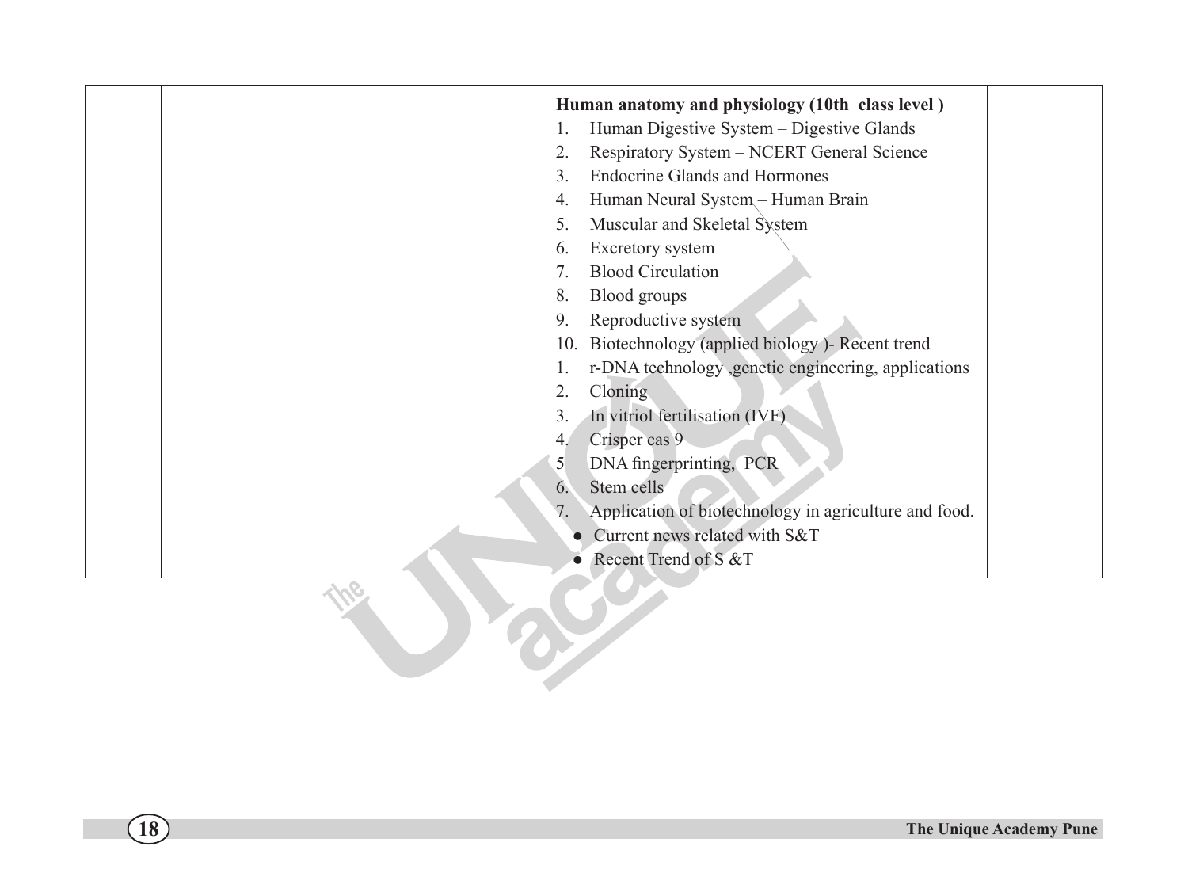|  |  |  | **Human anatomy and physiology (10th class level )**<br>1. Human Digestive System – Digestive Glands<br>2. Respiratory System – NCERT General Science<br>3. Endocrine Glands and Hormones<br>4. Human Neural System – Human Brain<br>5. Muscular and Skeletal System<br>6. Excretory system<br>7. Blood Circulation<br>8. Blood groups<br>9. Reproductive system<br>10. Biotechnology (applied biology )- Recent trend<br>1. r-DNA technology ,genetic engineering, applications<br>2. Cloning<br>3. In vitriol fertilisation (IVF)<br>4. Crisper cas 9<br>5 DNA fingerprinting, PCR<br>6. Stem cells<br>7. Application of biotechnology in agriculture and food.<br>● Current news related with S&T<br>● Recent Trend of S &T |  |
|---|---|---|---|---|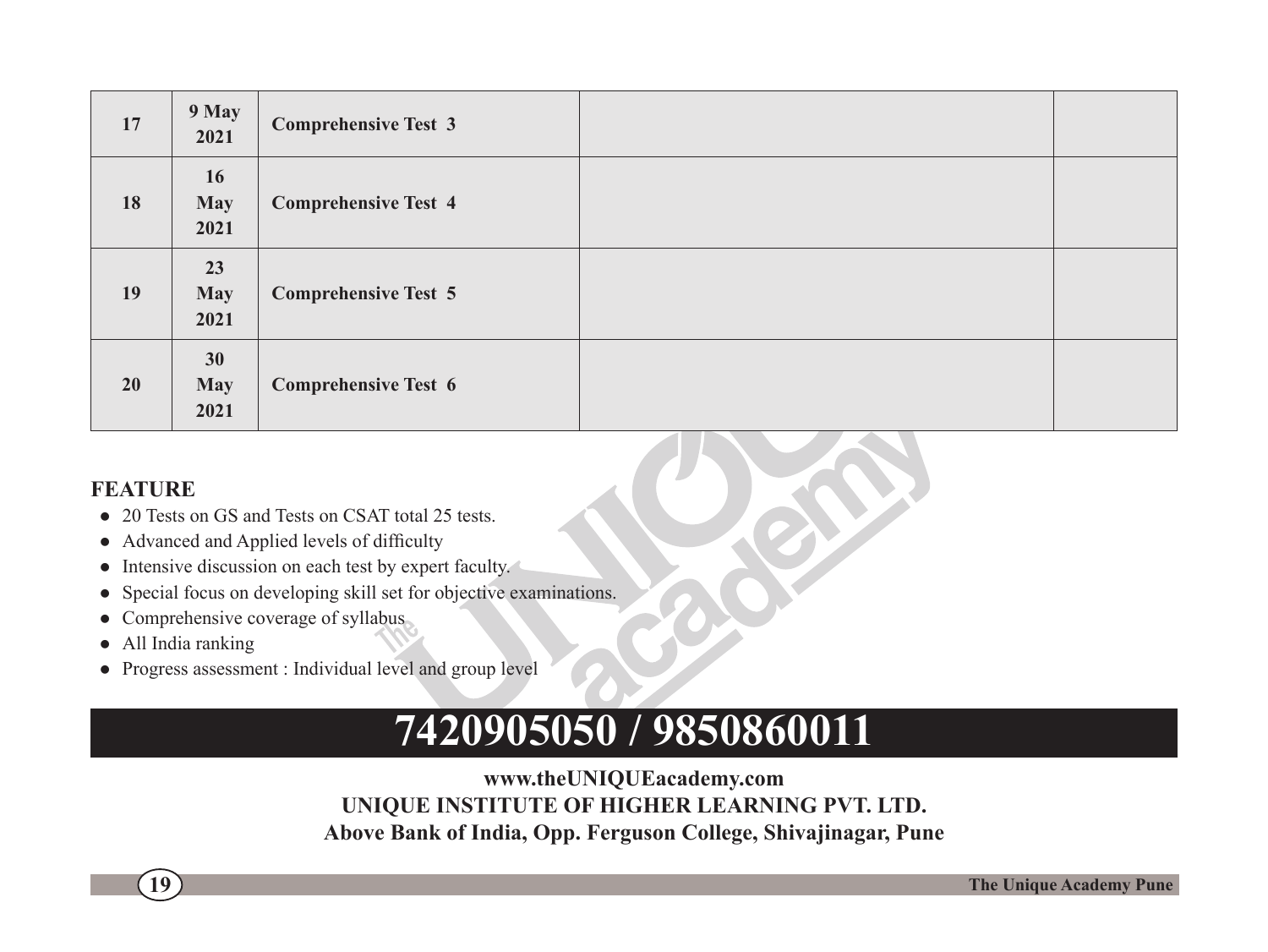| | | | | |
|---|---|---|---|---|
| **17** | **9 May 2021** | **Comprehensive Test 3** | | |
| **18** | **16 May 2021** | **Comprehensive Test 4** | | |
| **19** | **23 May 2021** | **Comprehensive Test 5** | | |
| **20** | **30 May 2021** | **Comprehensive Test 6** | | |

## FEATURE

- 20 Tests on GS and Tests on CSAT total 25 tests.
- Advanced and Applied levels of difficulty
- Intensive discussion on each test by expert faculty.
- Special focus on developing skill set for objective examinations.
- Comprehensive coverage of syllabus
- All India ranking
- Progress assessment : Individual level and group level

# 7420905050 / 9850860011

**www.theUNIQUEacademy.com**
**UNIQUE INSTITUTE OF HIGHER LEARNING PVT. LTD.**
**Above Bank of India, Opp. Ferguson College, Shivajinagar, Pune**